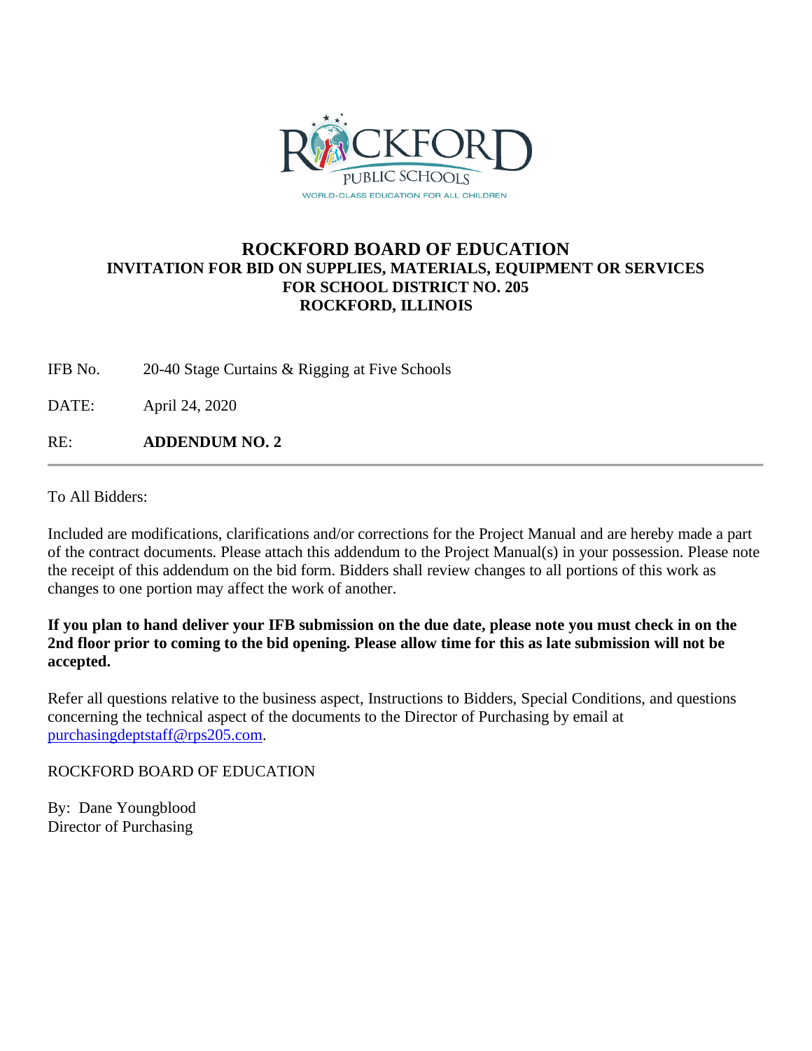# ROCKFORD BOARD OF EDUCATION

## INVITATION FOR BID ON SUPPLIES, MATERIALS, EQUIPMENT OR SERVICES FOR SCHOOL DISTRICT NO. 205 ROCKFORD, ILLINOIS

IFB No. 20-40 Stage Curtains & Rigging at Five Schools

DATE: April 24, 2020

RE: **ADDENDUM NO. 2**

---

To All Bidders:

Included are modifications, clarifications and/or corrections for the Project Manual and are hereby made a part of the contract documents. Please attach this addendum to the Project Manual(s) in your possession. Please note the receipt of this addendum on the bid form. Bidders shall review changes to all portions of this work as changes to one portion may affect the work of another.

**If you plan to hand deliver your IFB submission on the due date, please note you must check in on the 2nd floor prior to coming to the bid opening. Please allow time for this as late submission will not be accepted.**

Refer all questions relative to the business aspect, Instructions to Bidders, Special Conditions, and questions concerning the technical aspect of the documents to the Director of Purchasing by email at purchasingdeptstaff@rps205.com.

ROCKFORD BOARD OF EDUCATION

By: Dane Youngblood
Director of Purchasing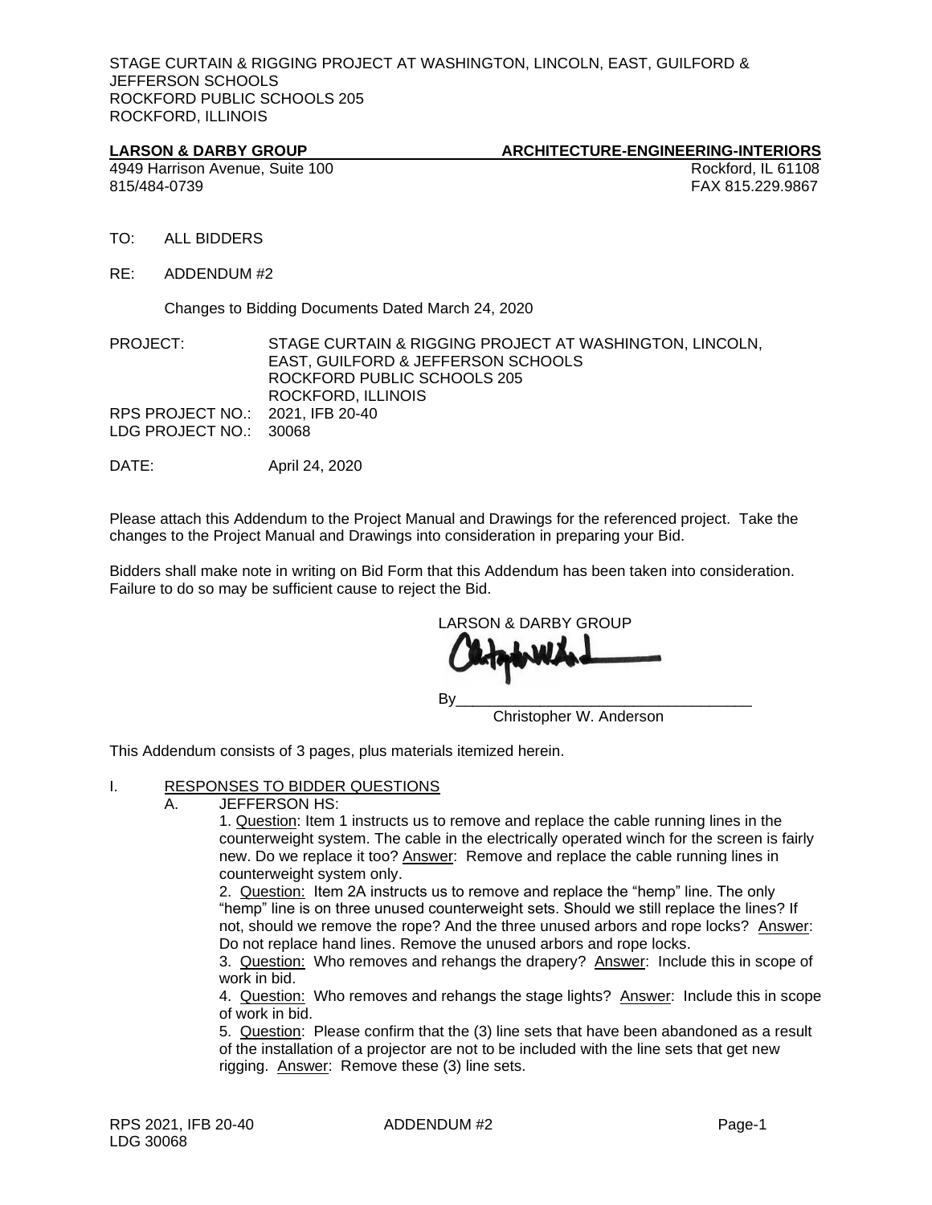STAGE CURTAIN & RIGGING PROJECT AT WASHINGTON, LINCOLN, EAST, GUILFORD & JEFFERSON SCHOOLS
ROCKFORD PUBLIC SCHOOLS 205
ROCKFORD, ILLINOIS

**LARSON & DARBY GROUP** **ARCHITECTURE-ENGINEERING-INTERIORS**
4949 Harrison Avenue, Suite 100 Rockford, IL 61108
815/484-0739 FAX 815.229.9867

TO: ALL BIDDERS

RE: ADDENDUM #2

Changes to Bidding Documents Dated March 24, 2020

PROJECT: STAGE CURTAIN & RIGGING PROJECT AT WASHINGTON, LINCOLN, EAST, GUILFORD & JEFFERSON SCHOOLS
ROCKFORD PUBLIC SCHOOLS 205
ROCKFORD, ILLINOIS

RPS PROJECT NO.: 2021, IFB 20-40
LDG PROJECT NO.: 30068

DATE: April 24, 2020

Please attach this Addendum to the Project Manual and Drawings for the referenced project. Take the changes to the Project Manual and Drawings into consideration in preparing your Bid.

Bidders shall make note in writing on Bid Form that this Addendum has been taken into consideration. Failure to do so may be sufficient cause to reject the Bid.

LARSON & DARBY GROUP

By___________________________________
Christopher W. Anderson

This Addendum consists of 3 pages, plus materials itemized herein.

I. RESPONSES TO BIDDER QUESTIONS

A. JEFFERSON HS:

1. Question: Item 1 instructs us to remove and replace the cable running lines in the counterweight system. The cable in the electrically operated winch for the screen is fairly new. Do we replace it too? Answer: Remove and replace the cable running lines in counterweight system only.

2. Question: Item 2A instructs us to remove and replace the "hemp" line. The only "hemp" line is on three unused counterweight sets. Should we still replace the lines? If not, should we remove the rope? And the three unused arbors and rope locks? Answer: Do not replace hand lines. Remove the unused arbors and rope locks.

3. Question: Who removes and rehangs the drapery? Answer: Include this in scope of work in bid.

4. Question: Who removes and rehangs the stage lights? Answer: Include this in scope of work in bid.

5. Question: Please confirm that the (3) line sets that have been abandoned as a result of the installation of a projector are not to be included with the line sets that get new rigging. Answer: Remove these (3) line sets.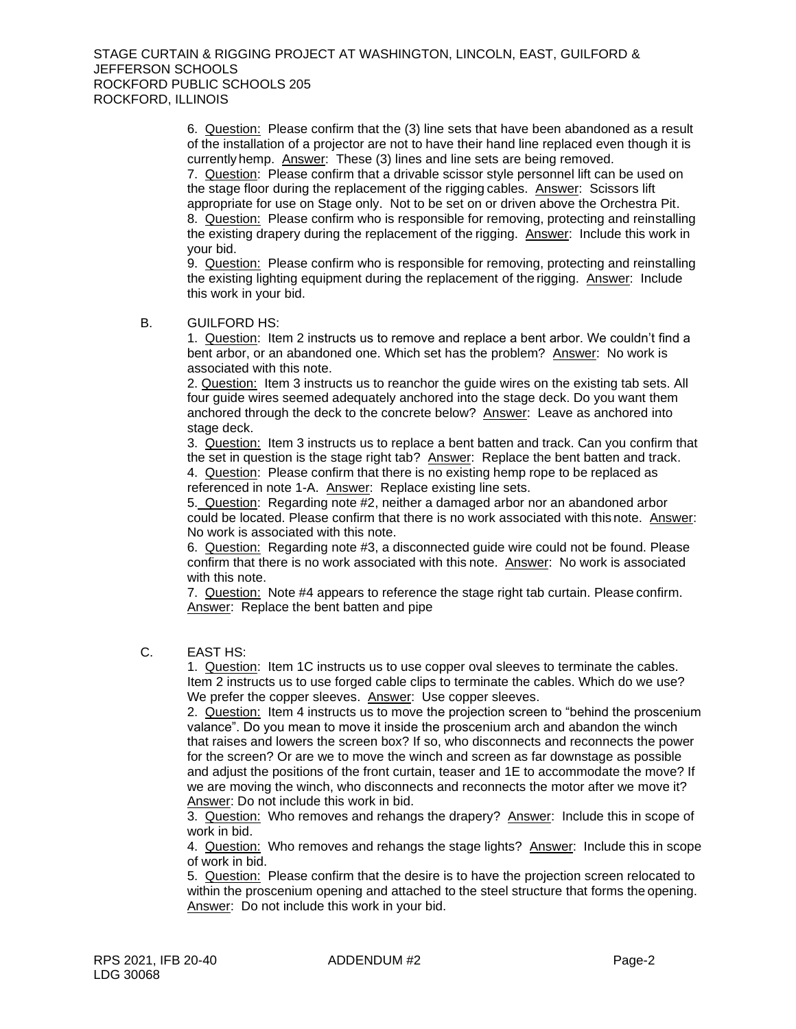6. Question: Please confirm that the (3) line sets that have been abandoned as a result of the installation of a projector are not to have their hand line replaced even though it is currently hemp. Answer: These (3) lines and line sets are being removed.

7. Question: Please confirm that a drivable scissor style personnel lift can be used on the stage floor during the replacement of the rigging cables. Answer: Scissors lift appropriate for use on Stage only. Not to be set on or driven above the Orchestra Pit.

8. Question: Please confirm who is responsible for removing, protecting and reinstalling the existing drapery during the replacement of the rigging. Answer: Include this work in your bid.

9. Question: Please confirm who is responsible for removing, protecting and reinstalling the existing lighting equipment during the replacement of the rigging. Answer: Include this work in your bid.

B. GUILFORD HS:

1. Question: Item 2 instructs us to remove and replace a bent arbor. We couldn't find a bent arbor, or an abandoned one. Which set has the problem? Answer: No work is associated with this note.

2. Question: Item 3 instructs us to reanchor the guide wires on the existing tab sets. All four guide wires seemed adequately anchored into the stage deck. Do you want them anchored through the deck to the concrete below? Answer: Leave as anchored into stage deck.

3. Question: Item 3 instructs us to replace a bent batten and track. Can you confirm that the set in question is the stage right tab? Answer: Replace the bent batten and track.

4. Question: Please confirm that there is no existing hemp rope to be replaced as referenced in note 1-A. Answer: Replace existing line sets.

5. Question: Regarding note #2, neither a damaged arbor nor an abandoned arbor could be located. Please confirm that there is no work associated with this note. Answer: No work is associated with this note.

6. Question: Regarding note #3, a disconnected guide wire could not be found. Please confirm that there is no work associated with this note. Answer: No work is associated with this note.

7. Question: Note #4 appears to reference the stage right tab curtain. Please confirm. Answer: Replace the bent batten and pipe

C. EAST HS:

1. Question: Item 1C instructs us to use copper oval sleeves to terminate the cables. Item 2 instructs us to use forged cable clips to terminate the cables. Which do we use? We prefer the copper sleeves. Answer: Use copper sleeves.

2. Question: Item 4 instructs us to move the projection screen to "behind the proscenium valance". Do you mean to move it inside the proscenium arch and abandon the winch that raises and lowers the screen box? If so, who disconnects and reconnects the power for the screen? Or are we to move the winch and screen as far downstage as possible and adjust the positions of the front curtain, teaser and 1E to accommodate the move? If we are moving the winch, who disconnects and reconnects the motor after we move it? Answer: Do not include this work in bid.

3. Question: Who removes and rehangs the drapery? Answer: Include this in scope of work in bid.

4. Question: Who removes and rehangs the stage lights? Answer: Include this in scope of work in bid.

5. Question: Please confirm that the desire is to have the projection screen relocated to within the proscenium opening and attached to the steel structure that forms the opening. Answer: Do not include this work in your bid.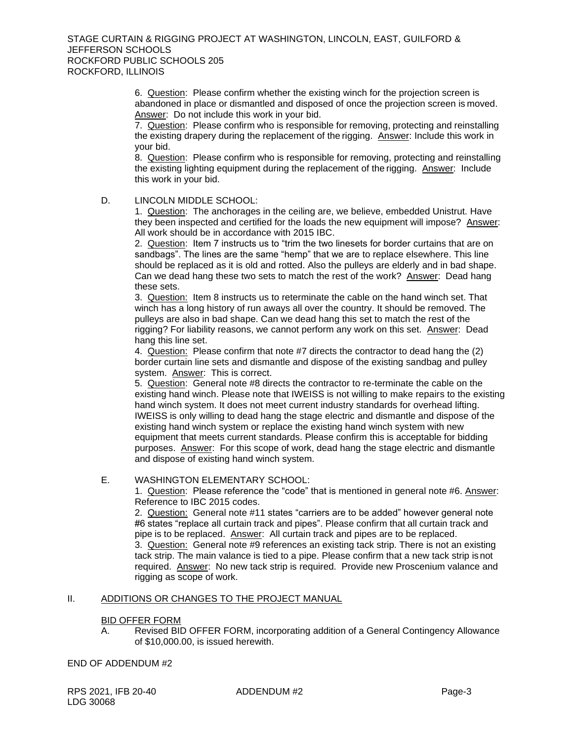6. Question: Please confirm whether the existing winch for the projection screen is abandoned in place or dismantled and disposed of once the projection screen is moved. Answer: Do not include this work in your bid.

7. Question: Please confirm who is responsible for removing, protecting and reinstalling the existing drapery during the replacement of the rigging. Answer: Include this work in your bid.

8. Question: Please confirm who is responsible for removing, protecting and reinstalling the existing lighting equipment during the replacement of the rigging. Answer: Include this work in your bid.

D. LINCOLN MIDDLE SCHOOL:

1. Question: The anchorages in the ceiling are, we believe, embedded Unistrut. Have they been inspected and certified for the loads the new equipment will impose? Answer: All work should be in accordance with 2015 IBC.

2. Question: Item 7 instructs us to "trim the two linesets for border curtains that are on sandbags". The lines are the same "hemp" that we are to replace elsewhere. This line should be replaced as it is old and rotted. Also the pulleys are elderly and in bad shape. Can we dead hang these two sets to match the rest of the work? Answer: Dead hang these sets.

3. Question: Item 8 instructs us to reterminate the cable on the hand winch set. That winch has a long history of run aways all over the country. It should be removed. The pulleys are also in bad shape. Can we dead hang this set to match the rest of the rigging? For liability reasons, we cannot perform any work on this set. Answer: Dead hang this line set.

4. Question: Please confirm that note #7 directs the contractor to dead hang the (2) border curtain line sets and dismantle and dispose of the existing sandbag and pulley system. Answer: This is correct.

5. Question: General note #8 directs the contractor to re-terminate the cable on the existing hand winch. Please note that IWEISS is not willing to make repairs to the existing hand winch system. It does not meet current industry standards for overhead lifting. IWEISS is only willing to dead hang the stage electric and dismantle and dispose of the existing hand winch system or replace the existing hand winch system with new equipment that meets current standards. Please confirm this is acceptable for bidding purposes. Answer: For this scope of work, dead hang the stage electric and dismantle and dispose of existing hand winch system.

E. WASHINGTON ELEMENTARY SCHOOL:

1. Question: Please reference the "code" that is mentioned in general note #6. Answer: Reference to IBC 2015 codes.

2. Question: General note #11 states "carriers are to be added" however general note #6 states "replace all curtain track and pipes". Please confirm that all curtain track and pipe is to be replaced. Answer: All curtain track and pipes are to be replaced.

3. Question: General note #9 references an existing tack strip. There is not an existing tack strip. The main valance is tied to a pipe. Please confirm that a new tack strip is not required. Answer: No new tack strip is required. Provide new Proscenium valance and rigging as scope of work.

## II. ADDITIONS OR CHANGES TO THE PROJECT MANUAL

### BID OFFER FORM

A. Revised BID OFFER FORM, incorporating addition of a General Contingency Allowance of $10,000.00, is issued herewith.

END OF ADDENDUM #2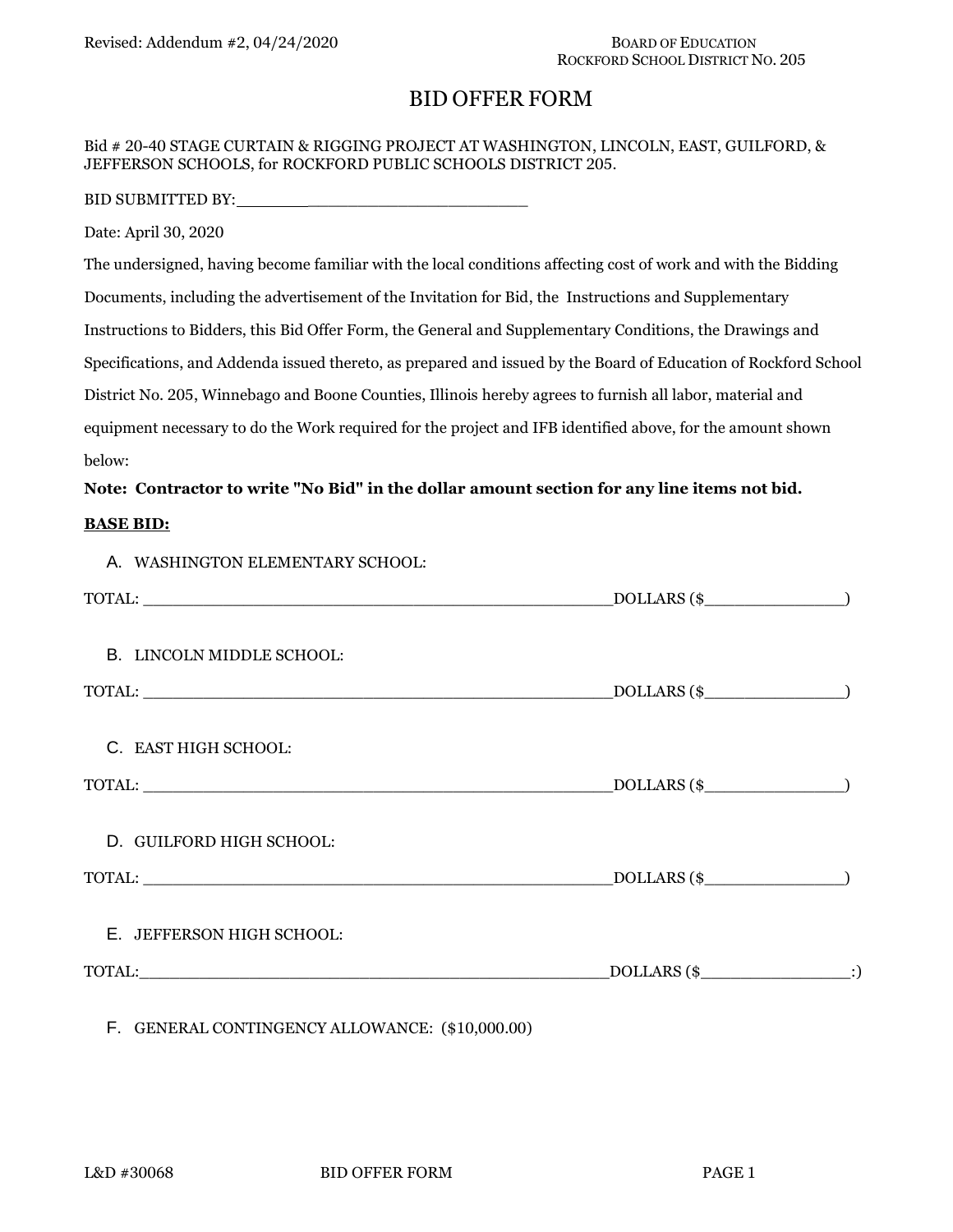Revised: Addendum #2, 04/24/2020

BOARD OF EDUCATION
ROCKFORD SCHOOL DISTRICT NO. 205

# BID OFFER FORM

Bid # 20-40 STAGE CURTAIN & RIGGING PROJECT AT WASHINGTON, LINCOLN, EAST, GUILFORD, & JEFFERSON SCHOOLS, for ROCKFORD PUBLIC SCHOOLS DISTRICT 205.

BID SUBMITTED BY:________________________________

Date: April 30, 2020

The undersigned, having become familiar with the local conditions affecting cost of work and with the Bidding Documents, including the advertisement of the Invitation for Bid, the Instructions and Supplementary Instructions to Bidders, this Bid Offer Form, the General and Supplementary Conditions, the Drawings and Specifications, and Addenda issued thereto, as prepared and issued by the Board of Education of Rockford School District No. 205, Winnebago and Boone Counties, Illinois hereby agrees to furnish all labor, material and equipment necessary to do the Work required for the project and IFB identified above, for the amount shown below:

**Note: Contractor to write "No Bid" in the dollar amount section for any line items not bid.**

**BASE BID:**

A. WASHINGTON ELEMENTARY SCHOOL:

TOTAL: ____________________________________________________DOLLARS ($_______________)

B. LINCOLN MIDDLE SCHOOL:

TOTAL: ____________________________________________________DOLLARS ($_______________)

C. EAST HIGH SCHOOL:

TOTAL: ____________________________________________________DOLLARS ($_______________)

D. GUILFORD HIGH SCHOOL:

TOTAL: ____________________________________________________DOLLARS ($_______________)

E. JEFFERSON HIGH SCHOOL:

TOTAL:____________________________________________________DOLLARS ($_______________:)

F. GENERAL CONTINGENCY ALLOWANCE: ($10,000.00)

L&D #30068 BID OFFER FORM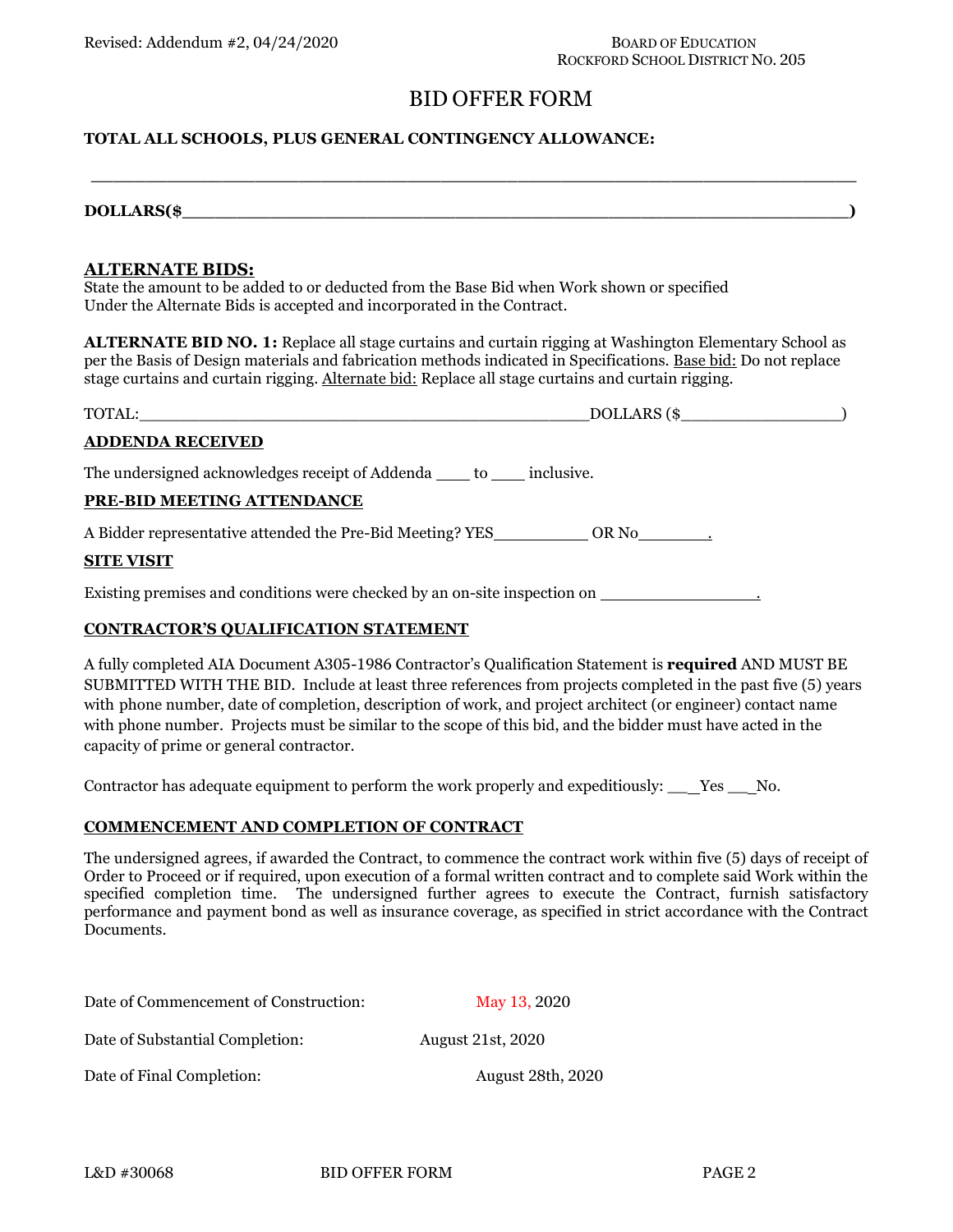Revised: Addendum #2, 04/24/2020

BOARD OF EDUCATION
ROCKFORD SCHOOL DISTRICT NO. 205

# BID OFFER FORM

**TOTAL ALL SCHOOLS, PLUS GENERAL CONTINGENCY ALLOWANCE:**

_______________________________________________________________________________

**DOLLARS($_______________________________________________________________)**

## ALTERNATE BIDS:

State the amount to be added to or deducted from the Base Bid when Work shown or specified Under the Alternate Bids is accepted and incorporated in the Contract.

**ALTERNATE BID NO. 1:** Replace all stage curtains and curtain rigging at Washington Elementary School as per the Basis of Design materials and fabrication methods indicated in Specifications. Base bid: Do not replace stage curtains and curtain rigging. Alternate bid: Replace all stage curtains and curtain rigging.

TOTAL:_____________________________________________DOLLARS ($________________)

## ADDENDA RECEIVED

The undersigned acknowledges receipt of Addenda ____ to ____ inclusive.

## PRE-BID MEETING ATTENDANCE

A Bidder representative attended the Pre-Bid Meeting? YES__________ OR No________.

## SITE VISIT

Existing premises and conditions were checked by an on-site inspection on ________________.

## CONTRACTOR'S QUALIFICATION STATEMENT

A fully completed AIA Document A305-1986 Contractor's Qualification Statement is **required** AND MUST BE SUBMITTED WITH THE BID. Include at least three references from projects completed in the past five (5) years with phone number, date of completion, description of work, and project architect (or engineer) contact name with phone number. Projects must be similar to the scope of this bid, and the bidder must have acted in the capacity of prime or general contractor.

Contractor has adequate equipment to perform the work properly and expeditiously: ___Yes ___No.

## COMMENCEMENT AND COMPLETION OF CONTRACT

The undersigned agrees, if awarded the Contract, to commence the contract work within five (5) days of receipt of Order to Proceed or if required, upon execution of a formal written contract and to complete said Work within the specified completion time. The undersigned further agrees to execute the Contract, furnish satisfactory performance and payment bond as well as insurance coverage, as specified in strict accordance with the Contract Documents.

Date of Commencement of Construction: May 13, 2020

Date of Substantial Completion: August 21st, 2020

Date of Final Completion: August 28th, 2020

L&D #30068 BID OFFER FORM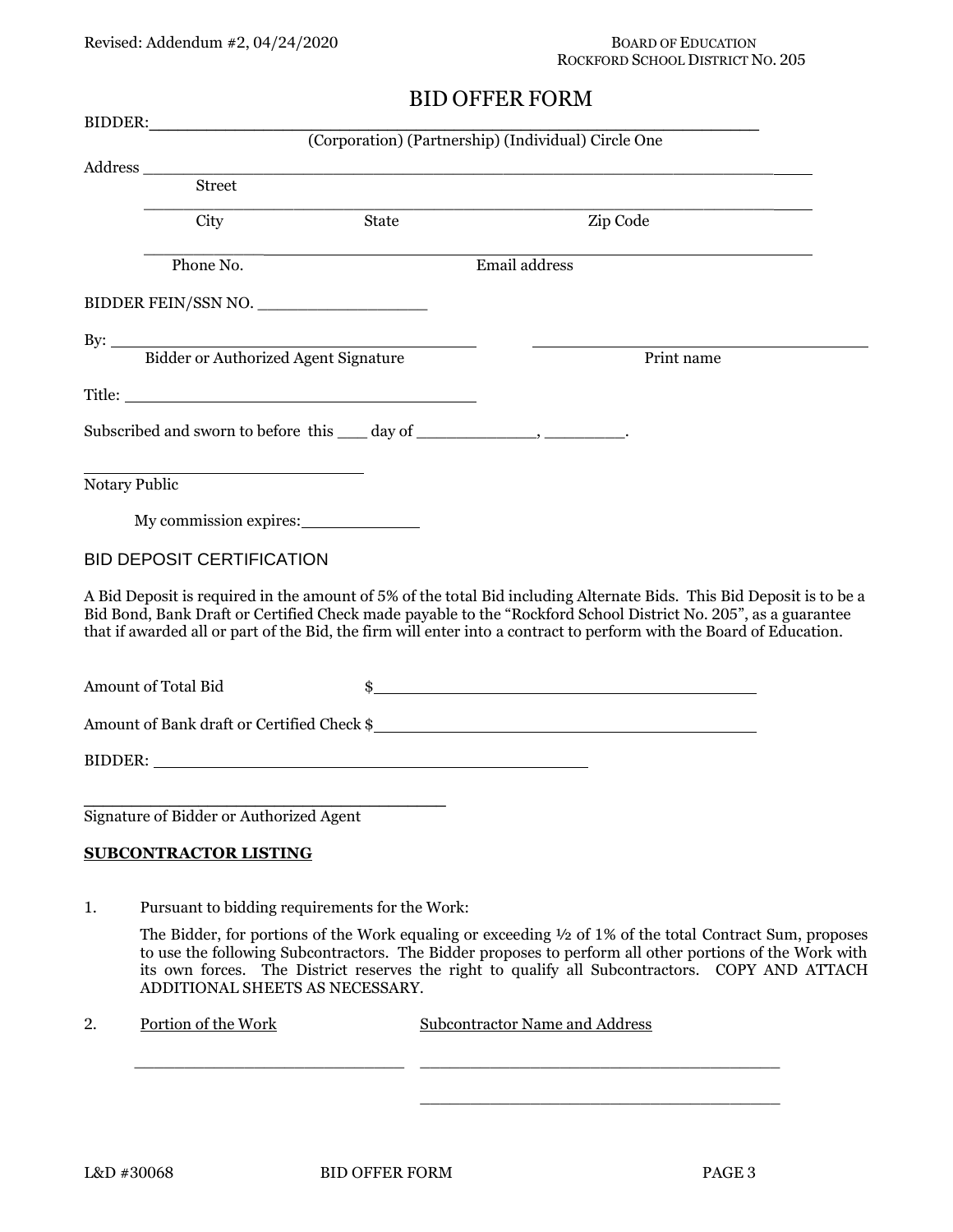Revised: Addendum #2, 04/24/2020

BOARD OF EDUCATION
ROCKFORD SCHOOL DISTRICT NO. 205

# BID OFFER FORM

BIDDER:_______________________________________________________________

(Corporation) (Partnership) (Individual) Circle One

Address ______________________________________________________________

Street

______________________________________________________________

City State Zip Code

______________________________________________________________

Phone No. Email address

BIDDER FEIN/SSN NO. __________________

By: _______________________________________ _______________________________________

Bidder or Authorized Agent Signature Print name

Title: _______________________________________

Subscribed and sworn to before this ___ day of ____________, ________.

______________________________

Notary Public

My commission expires:____________

## BID DEPOSIT CERTIFICATION

A Bid Deposit is required in the amount of 5% of the total Bid including Alternate Bids. This Bid Deposit is to be a Bid Bond, Bank Draft or Certified Check made payable to the "Rockford School District No. 205", as a guarantee that if awarded all or part of the Bid, the firm will enter into a contract to perform with the Board of Education.

Amount of Total Bid $_______________________________________

Amount of Bank draft or Certified Check $_______________________________________

BIDDER: _______________________________________________

_______________________________________

Signature of Bidder or Authorized Agent

**SUBCONTRACTOR LISTING**

1. Pursuant to bidding requirements for the Work:

   The Bidder, for portions of the Work equaling or exceeding ½ of 1% of the total Contract Sum, proposes to use the following Subcontractors. The Bidder proposes to perform all other portions of the Work with its own forces. The District reserves the right to qualify all Subcontractors. COPY AND ATTACH ADDITIONAL SHEETS AS NECESSARY.

2. Portion of the Work Subcontractor Name and Address

   _____________________________ _______________________________________

   _______________________________________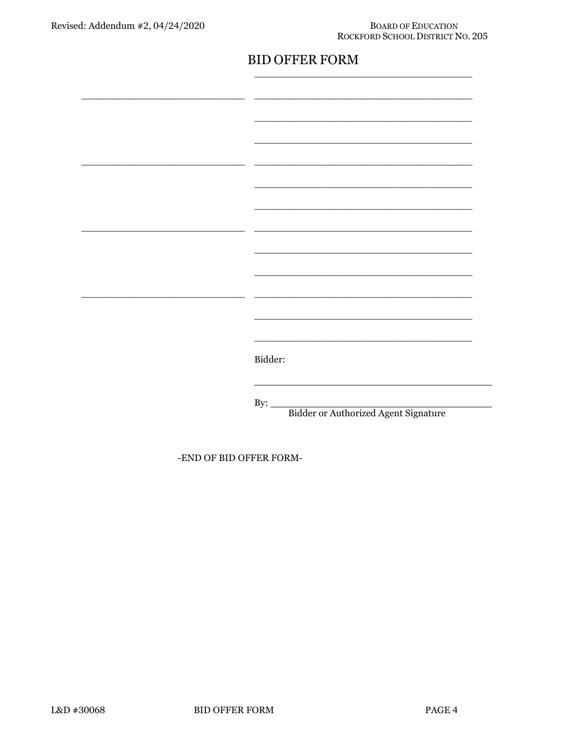# BID OFFER FORM

_________________________________________

_____________________________ _________________________________________

_________________________________________

_________________________________________

_____________________________ _________________________________________

_________________________________________

_________________________________________

_____________________________ _________________________________________

_________________________________________

_________________________________________

_____________________________ _________________________________________

_________________________________________

_________________________________________

Bidder:

_________________________________________

By: _________________________________________
Bidder or Authorized Agent Signature

-END OF BID OFFER FORM-